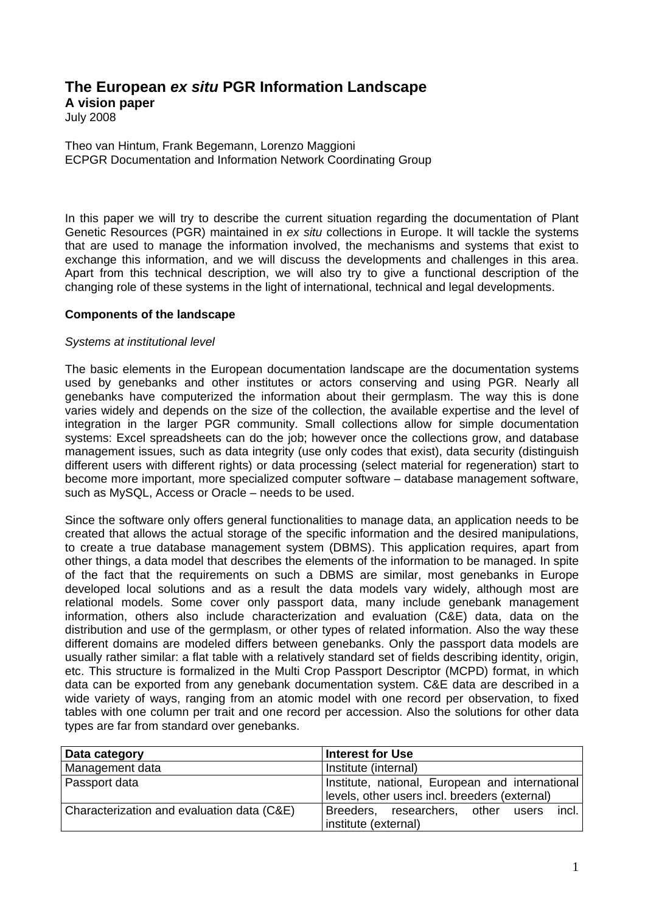# The European *ex situ* PGR Information Landscape

**A vision paper**

July 2008

Theo van Hintum, Frank Begemann, Lorenzo Maggioni
ECPGR Documentation and Information Network Coordinating Group

In this paper we will try to describe the current situation regarding the documentation of Plant Genetic Resources (PGR) maintained in *ex situ* collections in Europe. It will tackle the systems that are used to manage the information involved, the mechanisms and systems that exist to exchange this information, and we will discuss the developments and challenges in this area. Apart from this technical description, we will also try to give a functional description of the changing role of these systems in the light of international, technical and legal developments.

## Components of the landscape

### *Systems at institutional level*

The basic elements in the European documentation landscape are the documentation systems used by genebanks and other institutes or actors conserving and using PGR. Nearly all genebanks have computerized the information about their germplasm. The way this is done varies widely and depends on the size of the collection, the available expertise and the level of integration in the larger PGR community. Small collections allow for simple documentation systems: Excel spreadsheets can do the job; however once the collections grow, and database management issues, such as data integrity (use only codes that exist), data security (distinguish different users with different rights) or data processing (select material for regeneration) start to become more important, more specialized computer software – database management software, such as MySQL, Access or Oracle – needs to be used.

Since the software only offers general functionalities to manage data, an application needs to be created that allows the actual storage of the specific information and the desired manipulations, to create a true database management system (DBMS). This application requires, apart from other things, a data model that describes the elements of the information to be managed. In spite of the fact that the requirements on such a DBMS are similar, most genebanks in Europe developed local solutions and as a result the data models vary widely, although most are relational models. Some cover only passport data, many include genebank management information, others also include characterization and evaluation (C&E) data, data on the distribution and use of the germplasm, or other types of related information. Also the way these different domains are modeled differs between genebanks. Only the passport data models are usually rather similar: a flat table with a relatively standard set of fields describing identity, origin, etc. This structure is formalized in the Multi Crop Passport Descriptor (MCPD) format, in which data can be exported from any genebank documentation system. C&E data are described in a wide variety of ways, ranging from an atomic model with one record per observation, to fixed tables with one column per trait and one record per accession. Also the solutions for other data types are far from standard over genebanks.

| Data category | Interest for Use |
|---|---|
| Management data | Institute (internal) |
| Passport data | Institute, national, European and international levels, other users incl. breeders (external) |
| Characterization and evaluation data (C&E) | Breeders, researchers, other users incl. institute (external) |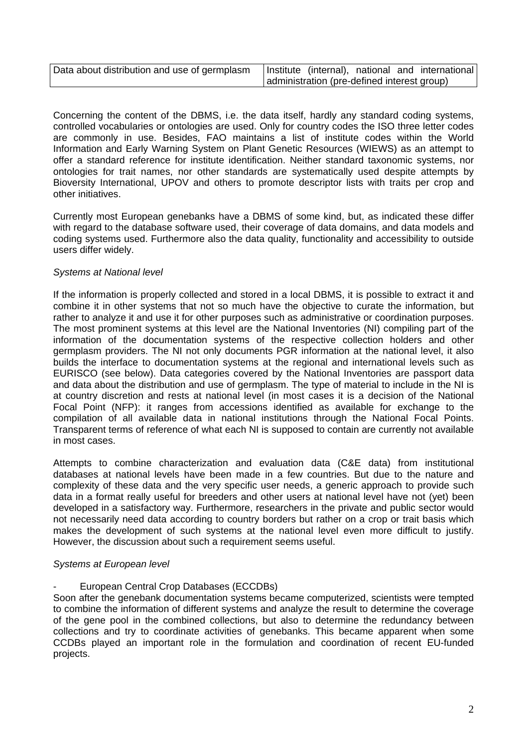| | |
|---|---|
| Data about distribution and use of germplasm | Institute (internal), national and international administration (pre-defined interest group) |

Concerning the content of the DBMS, i.e. the data itself, hardly any standard coding systems, controlled vocabularies or ontologies are used. Only for country codes the ISO three letter codes are commonly in use. Besides, FAO maintains a list of institute codes within the World Information and Early Warning System on Plant Genetic Resources (WIEWS) as an attempt to offer a standard reference for institute identification. Neither standard taxonomic systems, nor ontologies for trait names, nor other standards are systematically used despite attempts by Bioversity International, UPOV and others to promote descriptor lists with traits per crop and other initiatives.

Currently most European genebanks have a DBMS of some kind, but, as indicated these differ with regard to the database software used, their coverage of data domains, and data models and coding systems used. Furthermore also the data quality, functionality and accessibility to outside users differ widely.

*Systems at National level*

If the information is properly collected and stored in a local DBMS, it is possible to extract it and combine it in other systems that not so much have the objective to curate the information, but rather to analyze it and use it for other purposes such as administrative or coordination purposes. The most prominent systems at this level are the National Inventories (NI) compiling part of the information of the documentation systems of the respective collection holders and other germplasm providers. The NI not only documents PGR information at the national level, it also builds the interface to documentation systems at the regional and international levels such as EURISCO (see below). Data categories covered by the National Inventories are passport data and data about the distribution and use of germplasm. The type of material to include in the NI is at country discretion and rests at national level (in most cases it is a decision of the National Focal Point (NFP): it ranges from accessions identified as available for exchange to the compilation of all available data in national institutions through the National Focal Points. Transparent terms of reference of what each NI is supposed to contain are currently not available in most cases.

Attempts to combine characterization and evaluation data (C&E data) from institutional databases at national levels have been made in a few countries. But due to the nature and complexity of these data and the very specific user needs, a generic approach to provide such data in a format really useful for breeders and other users at national level have not (yet) been developed in a satisfactory way. Furthermore, researchers in the private and public sector would not necessarily need data according to country borders but rather on a crop or trait basis which makes the development of such systems at the national level even more difficult to justify. However, the discussion about such a requirement seems useful.

*Systems at European level*

- European Central Crop Databases (ECCDBs)

Soon after the genebank documentation systems became computerized, scientists were tempted to combine the information of different systems and analyze the result to determine the coverage of the gene pool in the combined collections, but also to determine the redundancy between collections and try to coordinate activities of genebanks. This became apparent when some CCDBs played an important role in the formulation and coordination of recent EU-funded projects.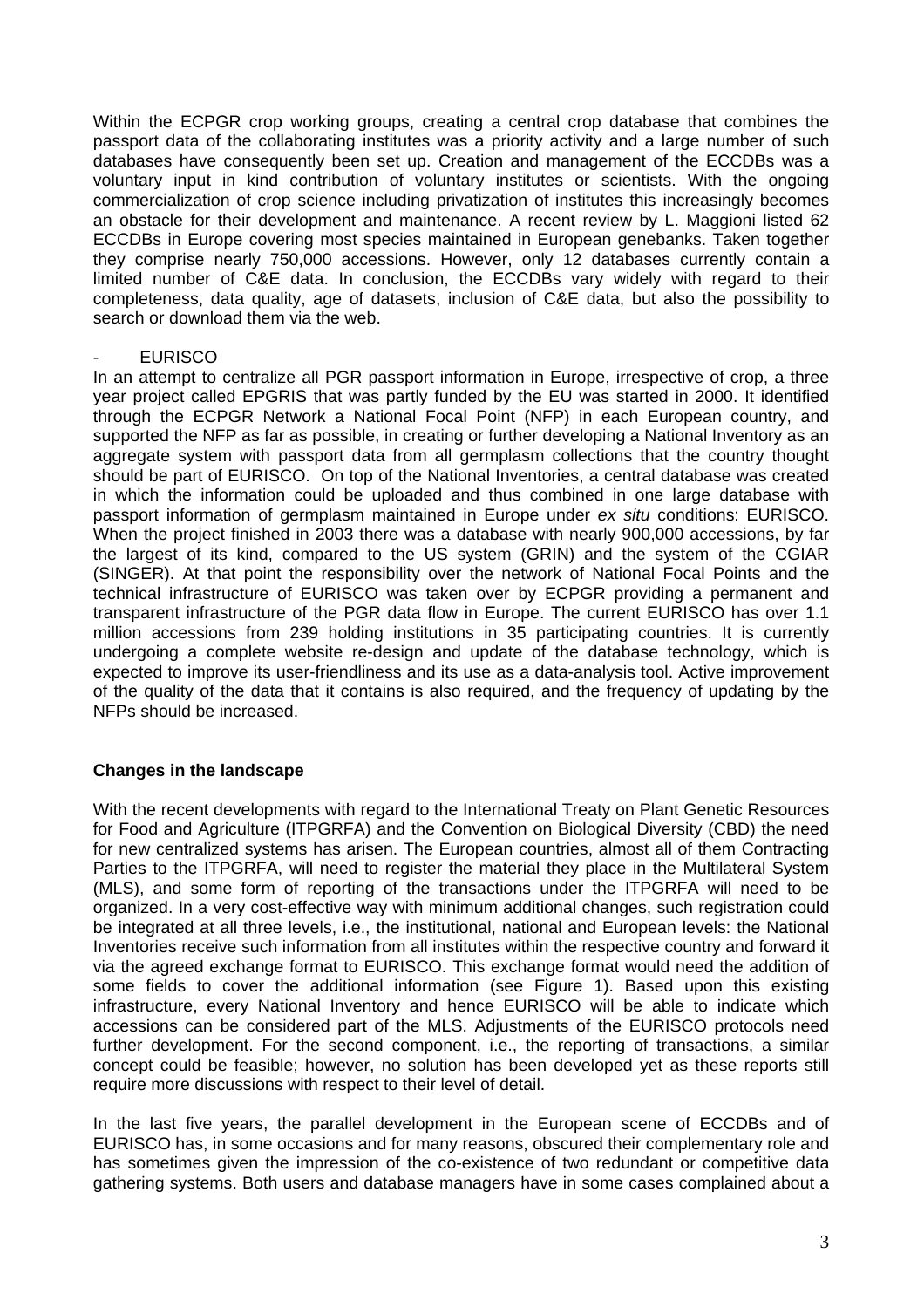Within the ECPGR crop working groups, creating a central crop database that combines the passport data of the collaborating institutes was a priority activity and a large number of such databases have consequently been set up. Creation and management of the ECCDBs was a voluntary input in kind contribution of voluntary institutes or scientists. With the ongoing commercialization of crop science including privatization of institutes this increasingly becomes an obstacle for their development and maintenance. A recent review by L. Maggioni listed 62 ECCDBs in Europe covering most species maintained in European genebanks. Taken together they comprise nearly 750,000 accessions. However, only 12 databases currently contain a limited number of C&E data. In conclusion, the ECCDBs vary widely with regard to their completeness, data quality, age of datasets, inclusion of C&E data, but also the possibility to search or download them via the web.

- EURISCO

In an attempt to centralize all PGR passport information in Europe, irrespective of crop, a three year project called EPGRIS that was partly funded by the EU was started in 2000. It identified through the ECPGR Network a National Focal Point (NFP) in each European country, and supported the NFP as far as possible, in creating or further developing a National Inventory as an aggregate system with passport data from all germplasm collections that the country thought should be part of EURISCO. On top of the National Inventories, a central database was created in which the information could be uploaded and thus combined in one large database with passport information of germplasm maintained in Europe under *ex situ* conditions: EURISCO. When the project finished in 2003 there was a database with nearly 900,000 accessions, by far the largest of its kind, compared to the US system (GRIN) and the system of the CGIAR (SINGER). At that point the responsibility over the network of National Focal Points and the technical infrastructure of EURISCO was taken over by ECPGR providing a permanent and transparent infrastructure of the PGR data flow in Europe. The current EURISCO has over 1.1 million accessions from 239 holding institutions in 35 participating countries. It is currently undergoing a complete website re-design and update of the database technology, which is expected to improve its user-friendliness and its use as a data-analysis tool. Active improvement of the quality of the data that it contains is also required, and the frequency of updating by the NFPs should be increased.

**Changes in the landscape**

With the recent developments with regard to the International Treaty on Plant Genetic Resources for Food and Agriculture (ITPGRFA) and the Convention on Biological Diversity (CBD) the need for new centralized systems has arisen. The European countries, almost all of them Contracting Parties to the ITPGRFA, will need to register the material they place in the Multilateral System (MLS), and some form of reporting of the transactions under the ITPGRFA will need to be organized. In a very cost-effective way with minimum additional changes, such registration could be integrated at all three levels, i.e., the institutional, national and European levels: the National Inventories receive such information from all institutes within the respective country and forward it via the agreed exchange format to EURISCO. This exchange format would need the addition of some fields to cover the additional information (see Figure 1). Based upon this existing infrastructure, every National Inventory and hence EURISCO will be able to indicate which accessions can be considered part of the MLS. Adjustments of the EURISCO protocols need further development. For the second component, i.e., the reporting of transactions, a similar concept could be feasible; however, no solution has been developed yet as these reports still require more discussions with respect to their level of detail.

In the last five years, the parallel development in the European scene of ECCDBs and of EURISCO has, in some occasions and for many reasons, obscured their complementary role and has sometimes given the impression of the co-existence of two redundant or competitive data gathering systems. Both users and database managers have in some cases complained about a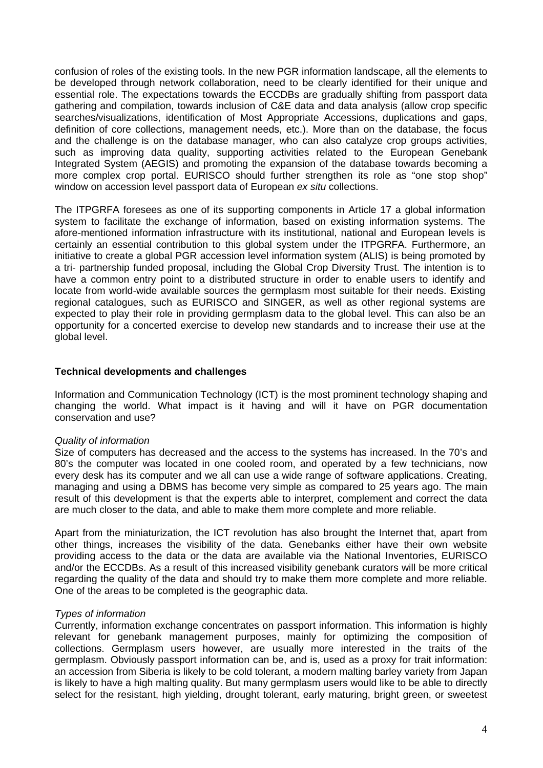confusion of roles of the existing tools. In the new PGR information landscape, all the elements to be developed through network collaboration, need to be clearly identified for their unique and essential role. The expectations towards the ECCDBs are gradually shifting from passport data gathering and compilation, towards inclusion of C&E data and data analysis (allow crop specific searches/visualizations, identification of Most Appropriate Accessions, duplications and gaps, definition of core collections, management needs, etc.). More than on the database, the focus and the challenge is on the database manager, who can also catalyze crop groups activities, such as improving data quality, supporting activities related to the European Genebank Integrated System (AEGIS) and promoting the expansion of the database towards becoming a more complex crop portal. EURISCO should further strengthen its role as "one stop shop" window on accession level passport data of European *ex situ* collections.

The ITPGRFA foresees as one of its supporting components in Article 17 a global information system to facilitate the exchange of information, based on existing information systems. The afore-mentioned information infrastructure with its institutional, national and European levels is certainly an essential contribution to this global system under the ITPGRFA. Furthermore, an initiative to create a global PGR accession level information system (ALIS) is being promoted by a tri- partnership funded proposal, including the Global Crop Diversity Trust. The intention is to have a common entry point to a distributed structure in order to enable users to identify and locate from world-wide available sources the germplasm most suitable for their needs. Existing regional catalogues, such as EURISCO and SINGER, as well as other regional systems are expected to play their role in providing germplasm data to the global level. This can also be an opportunity for a concerted exercise to develop new standards and to increase their use at the global level.

**Technical developments and challenges**

Information and Communication Technology (ICT) is the most prominent technology shaping and changing the world. What impact is it having and will it have on PGR documentation conservation and use?

*Quality of information*

Size of computers has decreased and the access to the systems has increased. In the 70's and 80's the computer was located in one cooled room, and operated by a few technicians, now every desk has its computer and we all can use a wide range of software applications. Creating, managing and using a DBMS has become very simple as compared to 25 years ago. The main result of this development is that the experts able to interpret, complement and correct the data are much closer to the data, and able to make them more complete and more reliable.

Apart from the miniaturization, the ICT revolution has also brought the Internet that, apart from other things, increases the visibility of the data. Genebanks either have their own website providing access to the data or the data are available via the National Inventories, EURISCO and/or the ECCDBs. As a result of this increased visibility genebank curators will be more critical regarding the quality of the data and should try to make them more complete and more reliable. One of the areas to be completed is the geographic data.

*Types of information*

Currently, information exchange concentrates on passport information. This information is highly relevant for genebank management purposes, mainly for optimizing the composition of collections. Germplasm users however, are usually more interested in the traits of the germplasm. Obviously passport information can be, and is, used as a proxy for trait information: an accession from Siberia is likely to be cold tolerant, a modern malting barley variety from Japan is likely to have a high malting quality. But many germplasm users would like to be able to directly select for the resistant, high yielding, drought tolerant, early maturing, bright green, or sweetest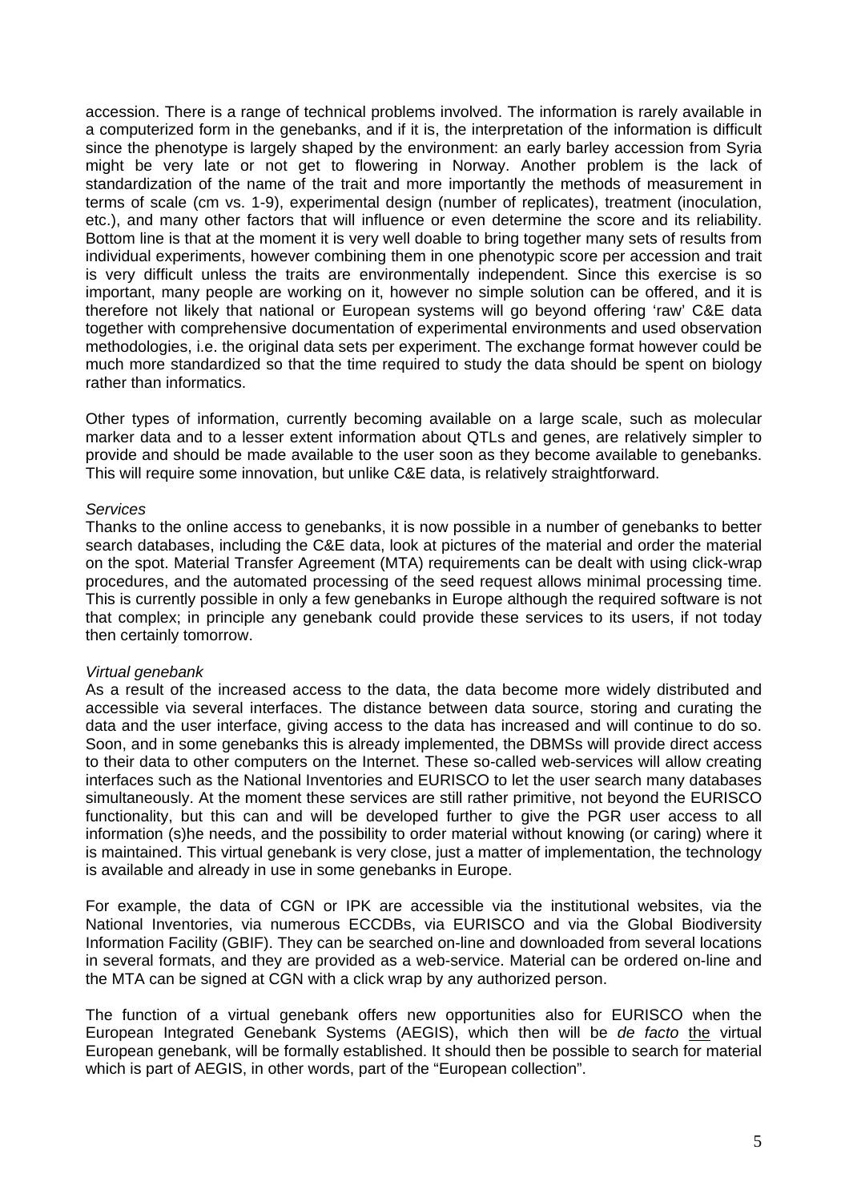accession. There is a range of technical problems involved. The information is rarely available in a computerized form in the genebanks, and if it is, the interpretation of the information is difficult since the phenotype is largely shaped by the environment: an early barley accession from Syria might be very late or not get to flowering in Norway. Another problem is the lack of standardization of the name of the trait and more importantly the methods of measurement in terms of scale (cm vs. 1-9), experimental design (number of replicates), treatment (inoculation, etc.), and many other factors that will influence or even determine the score and its reliability. Bottom line is that at the moment it is very well doable to bring together many sets of results from individual experiments, however combining them in one phenotypic score per accession and trait is very difficult unless the traits are environmentally independent. Since this exercise is so important, many people are working on it, however no simple solution can be offered, and it is therefore not likely that national or European systems will go beyond offering 'raw' C&E data together with comprehensive documentation of experimental environments and used observation methodologies, i.e. the original data sets per experiment. The exchange format however could be much more standardized so that the time required to study the data should be spent on biology rather than informatics.

Other types of information, currently becoming available on a large scale, such as molecular marker data and to a lesser extent information about QTLs and genes, are relatively simpler to provide and should be made available to the user soon as they become available to genebanks. This will require some innovation, but unlike C&E data, is relatively straightforward.

*Services*

Thanks to the online access to genebanks, it is now possible in a number of genebanks to better search databases, including the C&E data, look at pictures of the material and order the material on the spot. Material Transfer Agreement (MTA) requirements can be dealt with using click-wrap procedures, and the automated processing of the seed request allows minimal processing time. This is currently possible in only a few genebanks in Europe although the required software is not that complex; in principle any genebank could provide these services to its users, if not today then certainly tomorrow.

*Virtual genebank*

As a result of the increased access to the data, the data become more widely distributed and accessible via several interfaces. The distance between data source, storing and curating the data and the user interface, giving access to the data has increased and will continue to do so. Soon, and in some genebanks this is already implemented, the DBMSs will provide direct access to their data to other computers on the Internet. These so-called web-services will allow creating interfaces such as the National Inventories and EURISCO to let the user search many databases simultaneously. At the moment these services are still rather primitive, not beyond the EURISCO functionality, but this can and will be developed further to give the PGR user access to all information (s)he needs, and the possibility to order material without knowing (or caring) where it is maintained. This virtual genebank is very close, just a matter of implementation, the technology is available and already in use in some genebanks in Europe.

For example, the data of CGN or IPK are accessible via the institutional websites, via the National Inventories, via numerous ECCDBs, via EURISCO and via the Global Biodiversity Information Facility (GBIF). They can be searched on-line and downloaded from several locations in several formats, and they are provided as a web-service. Material can be ordered on-line and the MTA can be signed at CGN with a click wrap by any authorized person.

The function of a virtual genebank offers new opportunities also for EURISCO when the European Integrated Genebank Systems (AEGIS), which then will be *de facto* the virtual European genebank, will be formally established. It should then be possible to search for material which is part of AEGIS, in other words, part of the "European collection".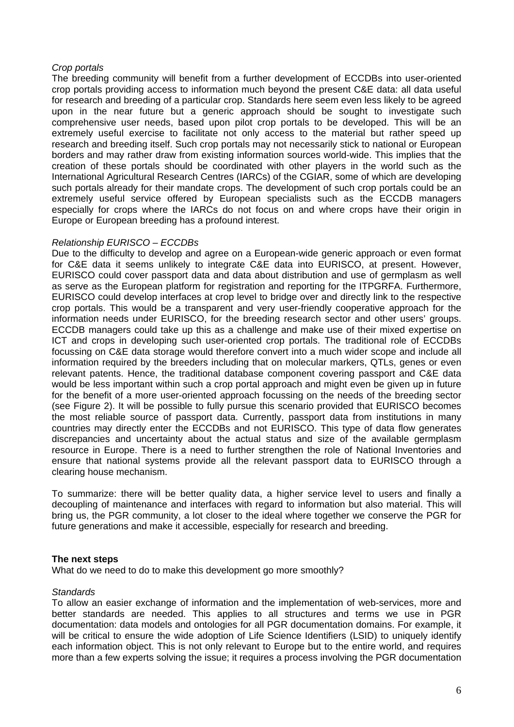*Crop portals*

The breeding community will benefit from a further development of ECCDBs into user-oriented crop portals providing access to information much beyond the present C&E data: all data useful for research and breeding of a particular crop. Standards here seem even less likely to be agreed upon in the near future but a generic approach should be sought to investigate such comprehensive user needs, based upon pilot crop portals to be developed. This will be an extremely useful exercise to facilitate not only access to the material but rather speed up research and breeding itself. Such crop portals may not necessarily stick to national or European borders and may rather draw from existing information sources world-wide. This implies that the creation of these portals should be coordinated with other players in the world such as the International Agricultural Research Centres (IARCs) of the CGIAR, some of which are developing such portals already for their mandate crops. The development of such crop portals could be an extremely useful service offered by European specialists such as the ECCDB managers especially for crops where the IARCs do not focus on and where crops have their origin in Europe or European breeding has a profound interest.

*Relationship EURISCO – ECCDBs*

Due to the difficulty to develop and agree on a European-wide generic approach or even format for C&E data it seems unlikely to integrate C&E data into EURISCO, at present. However, EURISCO could cover passport data and data about distribution and use of germplasm as well as serve as the European platform for registration and reporting for the ITPGRFA. Furthermore, EURISCO could develop interfaces at crop level to bridge over and directly link to the respective crop portals. This would be a transparent and very user-friendly cooperative approach for the information needs under EURISCO, for the breeding research sector and other users' groups. ECCDB managers could take up this as a challenge and make use of their mixed expertise on ICT and crops in developing such user-oriented crop portals. The traditional role of ECCDBs focussing on C&E data storage would therefore convert into a much wider scope and include all information required by the breeders including that on molecular markers, QTLs, genes or even relevant patents. Hence, the traditional database component covering passport and C&E data would be less important within such a crop portal approach and might even be given up in future for the benefit of a more user-oriented approach focussing on the needs of the breeding sector (see Figure 2). It will be possible to fully pursue this scenario provided that EURISCO becomes the most reliable source of passport data. Currently, passport data from institutions in many countries may directly enter the ECCDBs and not EURISCO. This type of data flow generates discrepancies and uncertainty about the actual status and size of the available germplasm resource in Europe. There is a need to further strengthen the role of National Inventories and ensure that national systems provide all the relevant passport data to EURISCO through a clearing house mechanism.

To summarize: there will be better quality data, a higher service level to users and finally a decoupling of maintenance and interfaces with regard to information but also material. This will bring us, the PGR community, a lot closer to the ideal where together we conserve the PGR for future generations and make it accessible, especially for research and breeding.

**The next steps**

What do we need to do to make this development go more smoothly?

*Standards*

To allow an easier exchange of information and the implementation of web-services, more and better standards are needed. This applies to all structures and terms we use in PGR documentation: data models and ontologies for all PGR documentation domains. For example, it will be critical to ensure the wide adoption of Life Science Identifiers (LSID) to uniquely identify each information object. This is not only relevant to Europe but to the entire world, and requires more than a few experts solving the issue; it requires a process involving the PGR documentation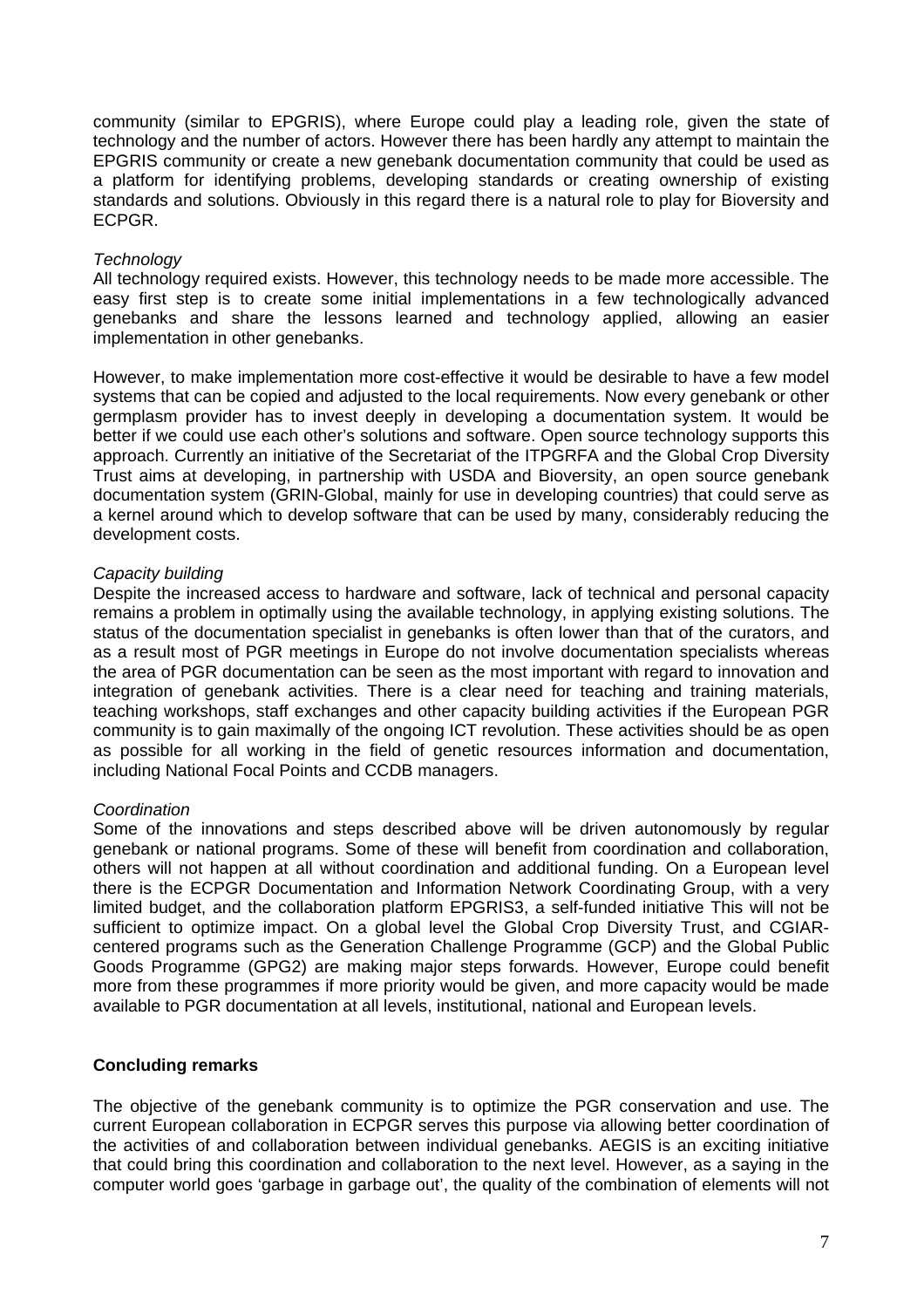community (similar to EPGRIS), where Europe could play a leading role, given the state of technology and the number of actors. However there has been hardly any attempt to maintain the EPGRIS community or create a new genebank documentation community that could be used as a platform for identifying problems, developing standards or creating ownership of existing standards and solutions. Obviously in this regard there is a natural role to play for Bioversity and ECPGR.

*Technology*

All technology required exists. However, this technology needs to be made more accessible. The easy first step is to create some initial implementations in a few technologically advanced genebanks and share the lessons learned and technology applied, allowing an easier implementation in other genebanks.

However, to make implementation more cost-effective it would be desirable to have a few model systems that can be copied and adjusted to the local requirements. Now every genebank or other germplasm provider has to invest deeply in developing a documentation system. It would be better if we could use each other's solutions and software. Open source technology supports this approach. Currently an initiative of the Secretariat of the ITPGRFA and the Global Crop Diversity Trust aims at developing, in partnership with USDA and Bioversity, an open source genebank documentation system (GRIN-Global, mainly for use in developing countries) that could serve as a kernel around which to develop software that can be used by many, considerably reducing the development costs.

*Capacity building*

Despite the increased access to hardware and software, lack of technical and personal capacity remains a problem in optimally using the available technology, in applying existing solutions. The status of the documentation specialist in genebanks is often lower than that of the curators, and as a result most of PGR meetings in Europe do not involve documentation specialists whereas the area of PGR documentation can be seen as the most important with regard to innovation and integration of genebank activities. There is a clear need for teaching and training materials, teaching workshops, staff exchanges and other capacity building activities if the European PGR community is to gain maximally of the ongoing ICT revolution. These activities should be as open as possible for all working in the field of genetic resources information and documentation, including National Focal Points and CCDB managers.

*Coordination*

Some of the innovations and steps described above will be driven autonomously by regular genebank or national programs. Some of these will benefit from coordination and collaboration, others will not happen at all without coordination and additional funding. On a European level there is the ECPGR Documentation and Information Network Coordinating Group, with a very limited budget, and the collaboration platform EPGRIS3, a self-funded initiative This will not be sufficient to optimize impact. On a global level the Global Crop Diversity Trust, and CGIAR-centered programs such as the Generation Challenge Programme (GCP) and the Global Public Goods Programme (GPG2) are making major steps forwards. However, Europe could benefit more from these programmes if more priority would be given, and more capacity would be made available to PGR documentation at all levels, institutional, national and European levels.

## Concluding remarks

The objective of the genebank community is to optimize the PGR conservation and use. The current European collaboration in ECPGR serves this purpose via allowing better coordination of the activities of and collaboration between individual genebanks. AEGIS is an exciting initiative that could bring this coordination and collaboration to the next level. However, as a saying in the computer world goes 'garbage in garbage out', the quality of the combination of elements will not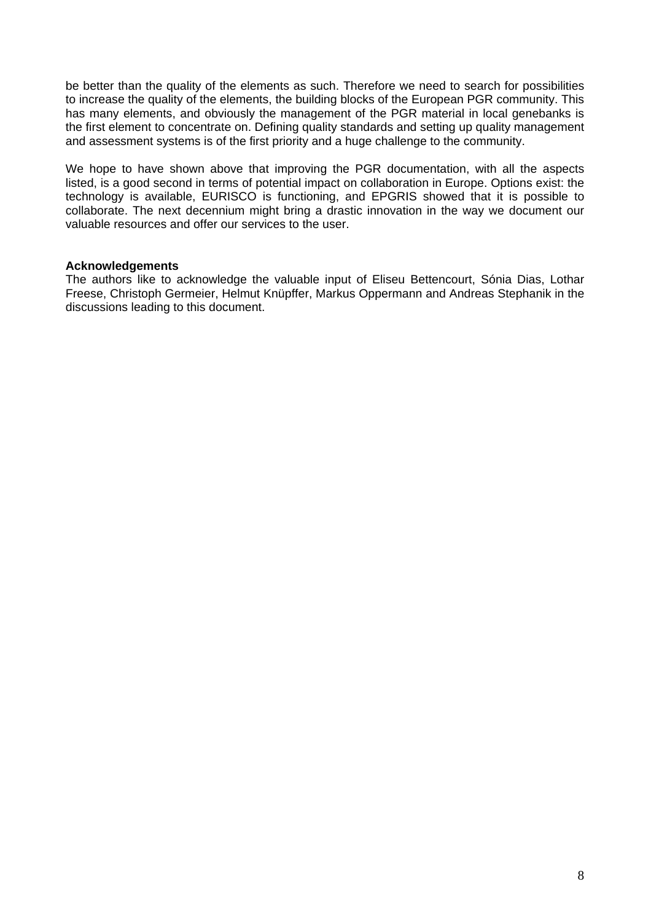be better than the quality of the elements as such. Therefore we need to search for possibilities to increase the quality of the elements, the building blocks of the European PGR community. This has many elements, and obviously the management of the PGR material in local genebanks is the first element to concentrate on. Defining quality standards and setting up quality management and assessment systems is of the first priority and a huge challenge to the community.

We hope to have shown above that improving the PGR documentation, with all the aspects listed, is a good second in terms of potential impact on collaboration in Europe. Options exist: the technology is available, EURISCO is functioning, and EPGRIS showed that it is possible to collaborate. The next decennium might bring a drastic innovation in the way we document our valuable resources and offer our services to the user.

**Acknowledgements**

The authors like to acknowledge the valuable input of Eliseu Bettencourt, Sónia Dias, Lothar Freese, Christoph Germeier, Helmut Knüpffer, Markus Oppermann and Andreas Stephanik in the discussions leading to this document.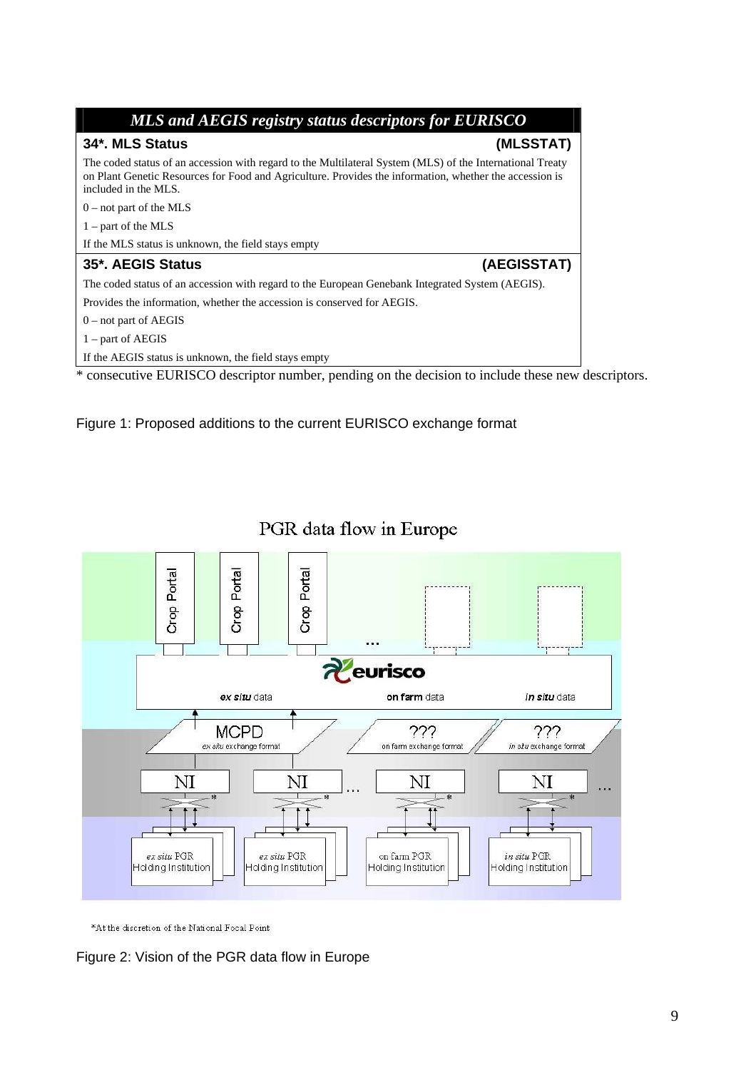### *MLS and AEGIS registry status descriptors for EURISCO*

**34\*. MLS Status** **(MLSSTAT)**

The coded status of an accession with regard to the Multilateral System (MLS) of the International Treaty on Plant Genetic Resources for Food and Agriculture. Provides the information, whether the accession is included in the MLS.

0 – not part of the MLS

1 – part of the MLS

If the MLS status is unknown, the field stays empty

**35\*. AEGIS Status** **(AEGISSTAT)**

The coded status of an accession with regard to the European Genebank Integrated System (AEGIS).

Provides the information, whether the accession is conserved for AEGIS.

0 – not part of AEGIS

1 – part of AEGIS

If the AEGIS status is unknown, the field stays empty

\* consecutive EURISCO descriptor number, pending on the decision to include these new descriptors.

Figure 1: Proposed additions to the current EURISCO exchange format

PGR data flow in Europe

Crop Portal

Crop Portal

Crop Portal

...

eurisco

ex situ data

on farm data

in situ data

MCPD

ex situ exchange format

???

on farm exchange format

???

in situ exchange format

NI

NI

...

NI

NI

...

ex situ PGR Holding Institution

ex situ PGR Holding Institution

on farm PGR Holding Institution

in situ PGR Holding Institution

\*At the discretion of the National Focal Point

Figure 2: Vision of the PGR data flow in Europe